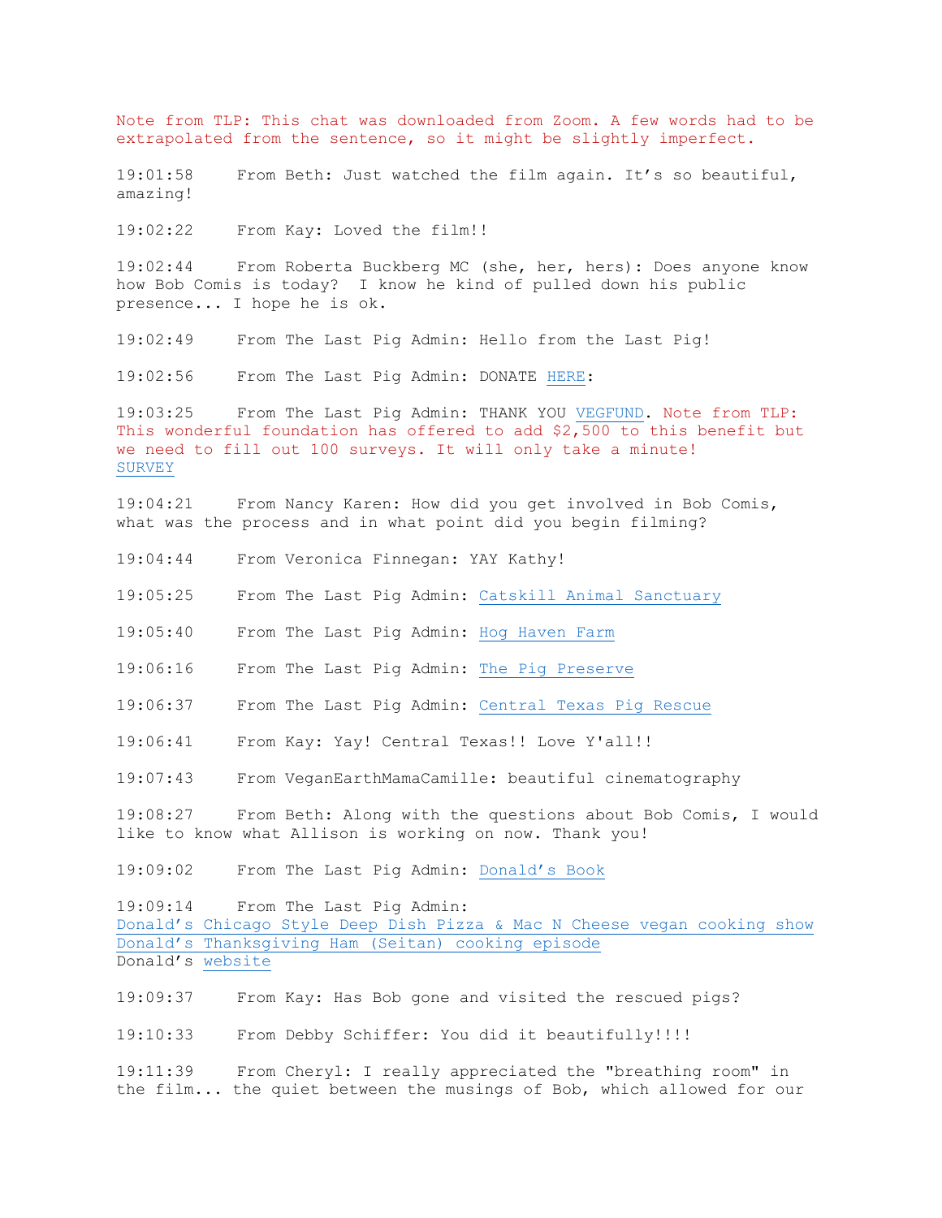Note from TLP: This chat was downloaded from Zoom. A few words had to be extrapolated from the sentence, so it might be slightly imperfect.

19:01:58 From Beth: Just watched the film again. It's so beautiful, amazing!

19:02:22 From Kay: Loved the film!!

19:02:44 From Roberta Buckberg MC (she, her, hers): Does anyone know how Bob Comis is today? I know he kind of pulled down his public presence... I hope he is ok.

19:02:49 From The Last Pig Admin: Hello from the Last Pig!

19:02:56 From The Last Pig Admin: DONATE HERE:

19:03:25 From The Last Pig Admin: THANK YOU VEGFUND. Note from TLP: This wonderful foundation has offered to add $2,500 to this benefit but we need to fill out 100 surveys. It will only take a minute! SURVEY

19:04:21 From Nancy Karen: How did you get involved in Bob Comis, what was the process and in what point did you begin filming?

19:04:44 From Veronica Finnegan: YAY Kathy!

19:05:25 From The Last Pig Admin: Catskill Animal Sanctuary

19:05:40 From The Last Pig Admin: Hog Haven Farm

19:06:16 From The Last Pig Admin: The Pig Preserve

19:06:37 From The Last Pig Admin: Central Texas Pig Rescue

19:06:41 From Kay: Yay! Central Texas!! Love Y'all!!

19:07:43 From VeganEarthMamaCamille: beautiful cinematography

19:08:27 From Beth: Along with the questions about Bob Comis, I would like to know what Allison is working on now. Thank you!

19:09:02 From The Last Pig Admin: Donald's Book

19:09:14 From The Last Pig Admin:
Donald's Chicago Style Deep Dish Pizza & Mac N Cheese vegan cooking show
Donald's Thanksgiving Ham (Seitan) cooking episode
Donald's website

19:09:37 From Kay: Has Bob gone and visited the rescued pigs?

19:10:33 From Debby Schiffer: You did it beautifully!!!!

19:11:39 From Cheryl: I really appreciated the "breathing room" in the film... the quiet between the musings of Bob, which allowed for our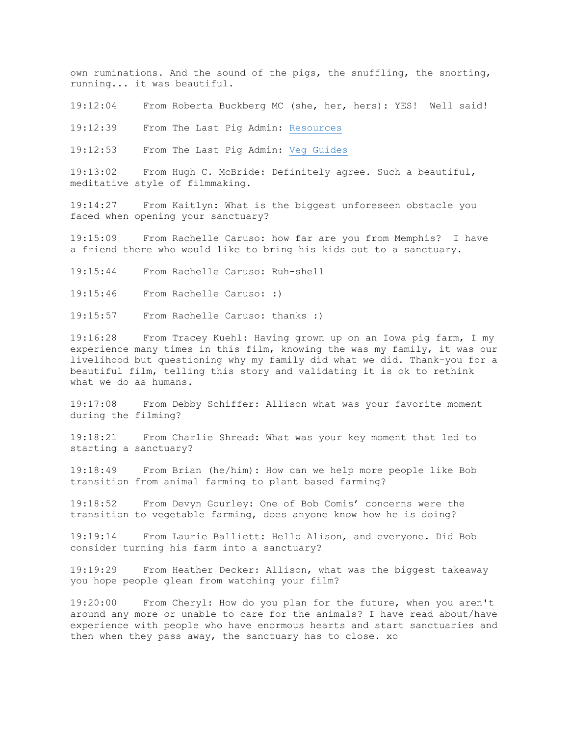own ruminations. And the sound of the pigs, the snuffling, the snorting, running... it was beautiful.

19:12:04 From Roberta Buckberg MC (she, her, hers): YES! Well said!

19:12:39 From The Last Pig Admin: [Resources]

19:12:53 From The Last Pig Admin: [Veg Guides]

19:13:02 From Hugh C. McBride: Definitely agree. Such a beautiful, meditative style of filmmaking.

19:14:27 From Kaitlyn: What is the biggest unforeseen obstacle you faced when opening your sanctuary?

19:15:09 From Rachelle Caruso: how far are you from Memphis? I have a friend there who would like to bring his kids out to a sanctuary.

19:15:44 From Rachelle Caruso: Ruh-shell

19:15:46 From Rachelle Caruso: :)

19:15:57 From Rachelle Caruso: thanks :)

19:16:28 From Tracey Kuehl: Having grown up on an Iowa pig farm, I my experience many times in this film, knowing the was my family, it was our livelihood but questioning why my family did what we did. Thank-you for a beautiful film, telling this story and validating it is ok to rethink what we do as humans.

19:17:08 From Debby Schiffer: Allison what was your favorite moment during the filming?

19:18:21 From Charlie Shread: What was your key moment that led to starting a sanctuary?

19:18:49 From Brian (he/him): How can we help more people like Bob transition from animal farming to plant based farming?

19:18:52 From Devyn Gourley: One of Bob Comis' concerns were the transition to vegetable farming, does anyone know how he is doing?

19:19:14 From Laurie Balliett: Hello Alison, and everyone. Did Bob consider turning his farm into a sanctuary?

19:19:29 From Heather Decker: Allison, what was the biggest takeaway you hope people glean from watching your film?

19:20:00 From Cheryl: How do you plan for the future, when you aren't around any more or unable to care for the animals? I have read about/have experience with people who have enormous hearts and start sanctuaries and then when they pass away, the sanctuary has to close. xo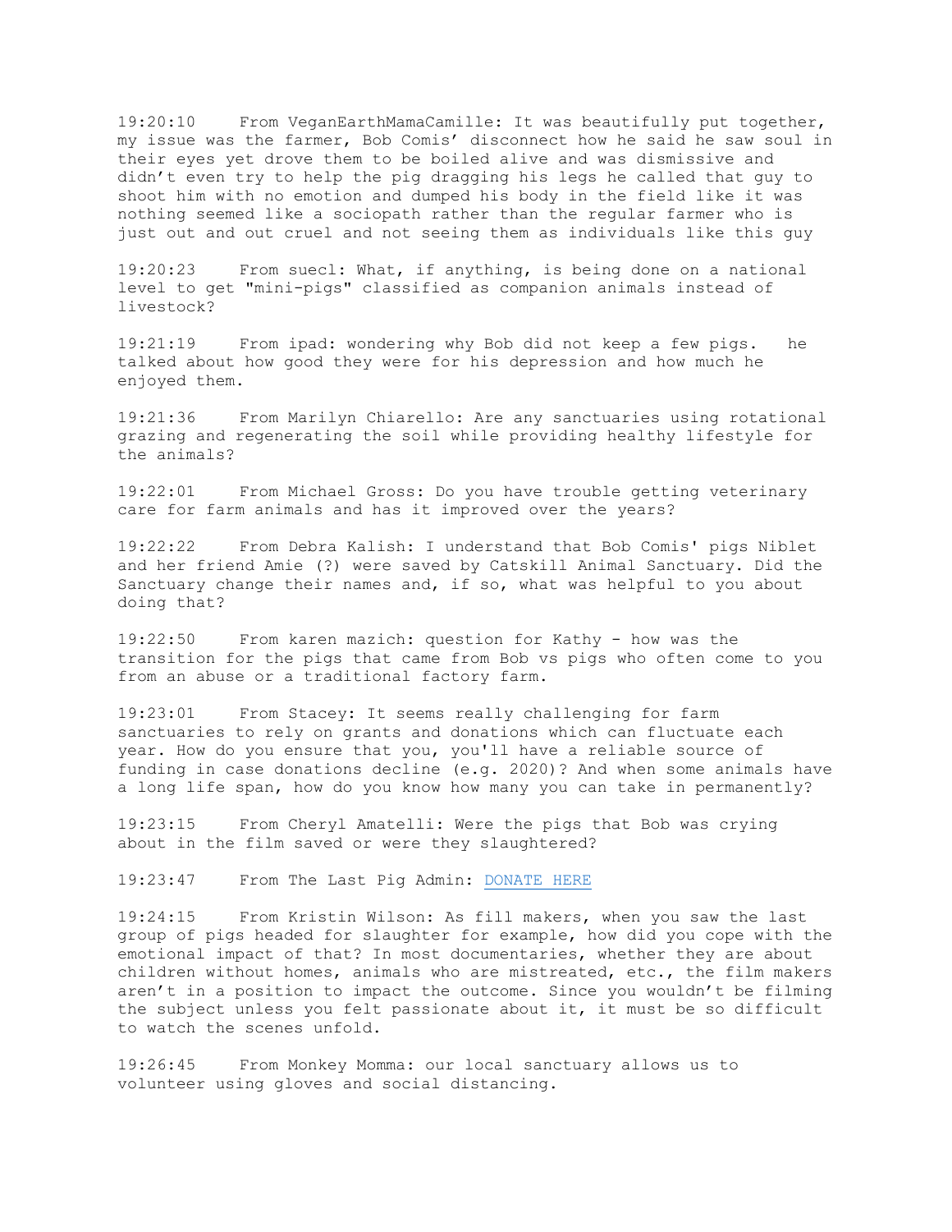19:20:10 From VeganEarthMamaCamille: It was beautifully put together, my issue was the farmer, Bob Comis' disconnect how he said he saw soul in their eyes yet drove them to be boiled alive and was dismissive and didn't even try to help the pig dragging his legs he called that guy to shoot him with no emotion and dumped his body in the field like it was nothing seemed like a sociopath rather than the regular farmer who is just out and out cruel and not seeing them as individuals like this guy

19:20:23 From suecl: What, if anything, is being done on a national level to get "mini-pigs" classified as companion animals instead of livestock?

19:21:19 From ipad: wondering why Bob did not keep a few pigs. he talked about how good they were for his depression and how much he enjoyed them.

19:21:36 From Marilyn Chiarello: Are any sanctuaries using rotational grazing and regenerating the soil while providing healthy lifestyle for the animals?

19:22:01 From Michael Gross: Do you have trouble getting veterinary care for farm animals and has it improved over the years?

19:22:22 From Debra Kalish: I understand that Bob Comis' pigs Niblet and her friend Amie (?) were saved by Catskill Animal Sanctuary. Did the Sanctuary change their names and, if so, what was helpful to you about doing that?

19:22:50 From karen mazich: question for Kathy - how was the transition for the pigs that came from Bob vs pigs who often come to you from an abuse or a traditional factory farm.

19:23:01 From Stacey: It seems really challenging for farm sanctuaries to rely on grants and donations which can fluctuate each year. How do you ensure that you, you'll have a reliable source of funding in case donations decline (e.g. 2020)? And when some animals have a long life span, how do you know how many you can take in permanently?

19:23:15 From Cheryl Amatelli: Were the pigs that Bob was crying about in the film saved or were they slaughtered?

19:23:47 From The Last Pig Admin: DONATE HERE

19:24:15 From Kristin Wilson: As fill makers, when you saw the last group of pigs headed for slaughter for example, how did you cope with the emotional impact of that? In most documentaries, whether they are about children without homes, animals who are mistreated, etc., the film makers aren't in a position to impact the outcome. Since you wouldn't be filming the subject unless you felt passionate about it, it must be so difficult to watch the scenes unfold.

19:26:45 From Monkey Momma: our local sanctuary allows us to volunteer using gloves and social distancing.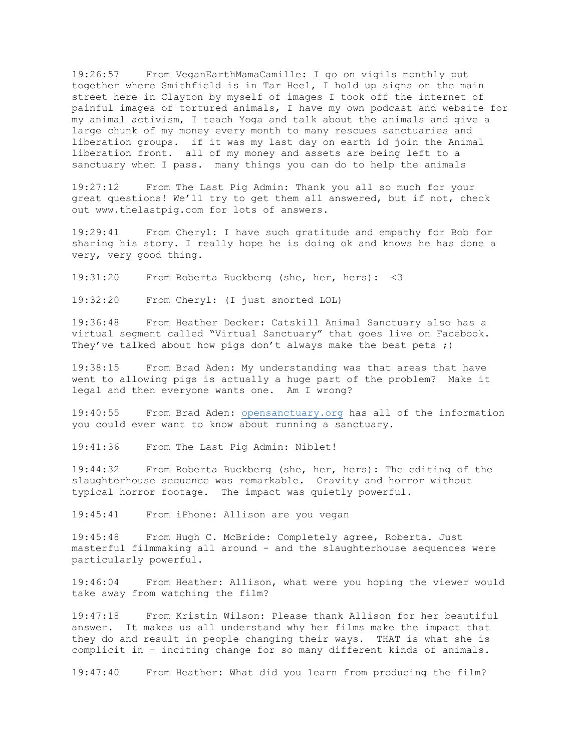19:26:57 From VeganEarthMamaCamille: I go on vigils monthly put together where Smithfield is in Tar Heel, I hold up signs on the main street here in Clayton by myself of images I took off the internet of painful images of tortured animals, I have my own podcast and website for my animal activism, I teach Yoga and talk about the animals and give a large chunk of my money every month to many rescues sanctuaries and liberation groups. if it was my last day on earth id join the Animal liberation front. all of my money and assets are being left to a sanctuary when I pass. many things you can do to help the animals

19:27:12 From The Last Pig Admin: Thank you all so much for your great questions! We'll try to get them all answered, but if not, check out www.thelastpig.com for lots of answers.

19:29:41 From Cheryl: I have such gratitude and empathy for Bob for sharing his story. I really hope he is doing ok and knows he has done a very, very good thing.

19:31:20 From Roberta Buckberg (she, her, hers): <3

19:32:20 From Cheryl: (I just snorted LOL)

19:36:48 From Heather Decker: Catskill Animal Sanctuary also has a virtual segment called "Virtual Sanctuary" that goes live on Facebook. They've talked about how pigs don't always make the best pets ;)

19:38:15 From Brad Aden: My understanding was that areas that have went to allowing pigs is actually a huge part of the problem? Make it legal and then everyone wants one. Am I wrong?

19:40:55 From Brad Aden: opensanctuary.org has all of the information you could ever want to know about running a sanctuary.

19:41:36 From The Last Pig Admin: Niblet!

19:44:32 From Roberta Buckberg (she, her, hers): The editing of the slaughterhouse sequence was remarkable. Gravity and horror without typical horror footage. The impact was quietly powerful.

19:45:41 From iPhone: Allison are you vegan

19:45:48 From Hugh C. McBride: Completely agree, Roberta. Just masterful filmmaking all around - and the slaughterhouse sequences were particularly powerful.

19:46:04 From Heather: Allison, what were you hoping the viewer would take away from watching the film?

19:47:18 From Kristin Wilson: Please thank Allison for her beautiful answer. It makes us all understand why her films make the impact that they do and result in people changing their ways. THAT is what she is complicit in - inciting change for so many different kinds of animals.

19:47:40 From Heather: What did you learn from producing the film?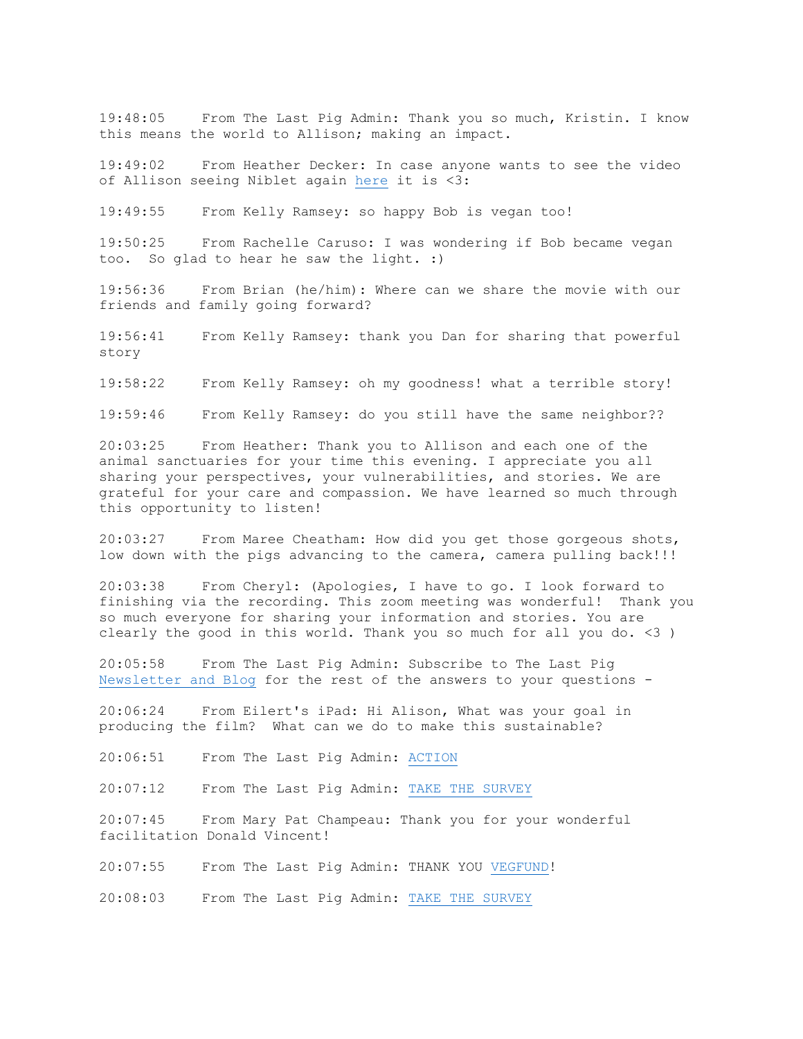19:48:05 From The Last Pig Admin: Thank you so much, Kristin. I know this means the world to Allison; making an impact.

19:49:02 From Heather Decker: In case anyone wants to see the video of Allison seeing Niblet again here it is <3:

19:49:55 From Kelly Ramsey: so happy Bob is vegan too!

19:50:25 From Rachelle Caruso: I was wondering if Bob became vegan too. So glad to hear he saw the light. :)

19:56:36 From Brian (he/him): Where can we share the movie with our friends and family going forward?

19:56:41 From Kelly Ramsey: thank you Dan for sharing that powerful story

19:58:22 From Kelly Ramsey: oh my goodness! what a terrible story!

19:59:46 From Kelly Ramsey: do you still have the same neighbor??

20:03:25 From Heather: Thank you to Allison and each one of the animal sanctuaries for your time this evening. I appreciate you all sharing your perspectives, your vulnerabilities, and stories. We are grateful for your care and compassion. We have learned so much through this opportunity to listen!

20:03:27 From Maree Cheatham: How did you get those gorgeous shots, low down with the pigs advancing to the camera, camera pulling back!!!

20:03:38 From Cheryl: (Apologies, I have to go. I look forward to finishing via the recording. This zoom meeting was wonderful! Thank you so much everyone for sharing your information and stories. You are clearly the good in this world. Thank you so much for all you do. <3 )

20:05:58 From The Last Pig Admin: Subscribe to The Last Pig Newsletter and Blog for the rest of the answers to your questions -

20:06:24 From Eilert's iPad: Hi Alison, What was your goal in producing the film? What can we do to make this sustainable?

20:06:51 From The Last Pig Admin: ACTION

20:07:12 From The Last Pig Admin: TAKE THE SURVEY

20:07:45 From Mary Pat Champeau: Thank you for your wonderful facilitation Donald Vincent!

20:07:55 From The Last Pig Admin: THANK YOU VEGFUND!

20:08:03 From The Last Pig Admin: TAKE THE SURVEY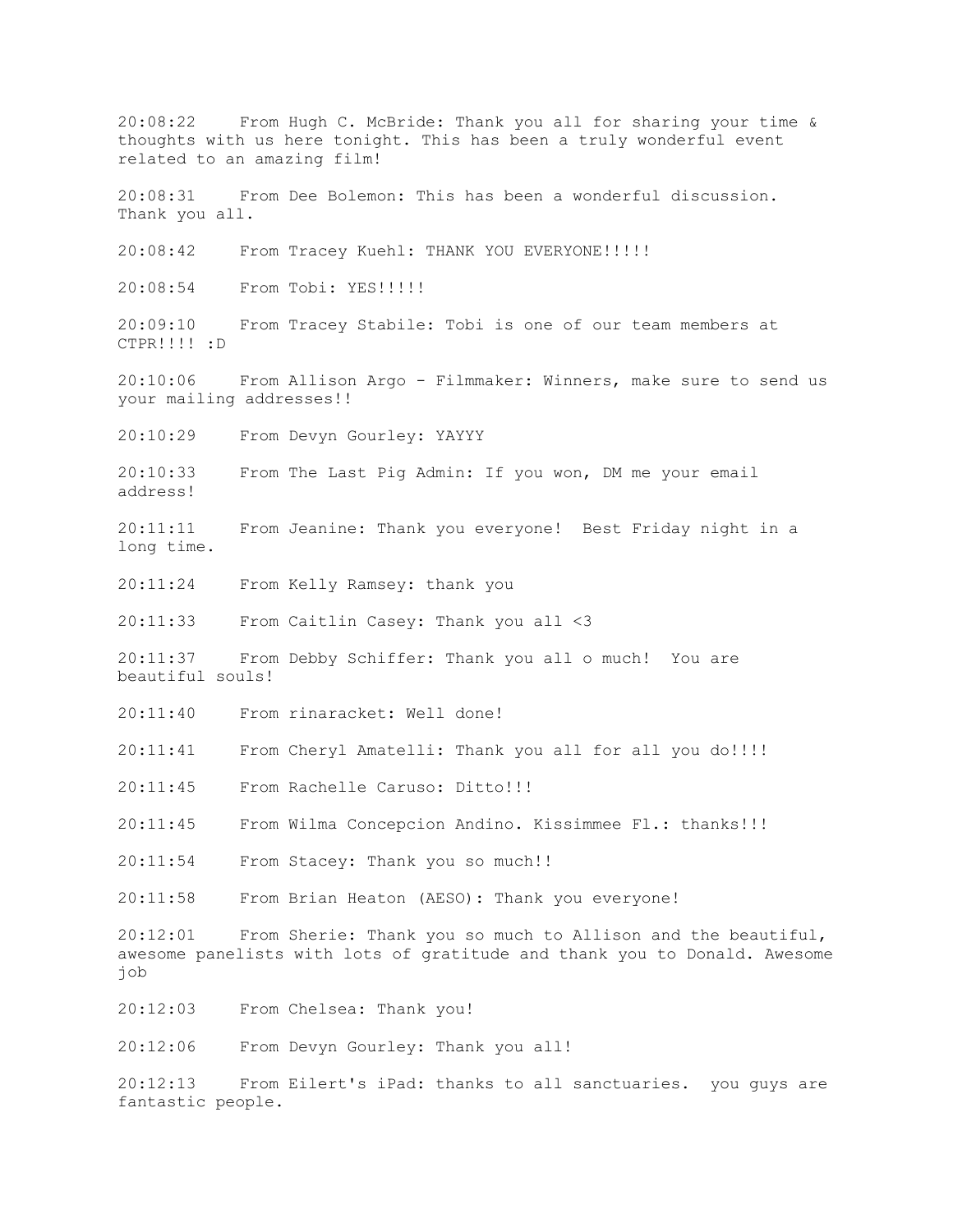20:08:22 From Hugh C. McBride: Thank you all for sharing your time & thoughts with us here tonight. This has been a truly wonderful event related to an amazing film!

20:08:31 From Dee Bolemon: This has been a wonderful discussion. Thank you all.

20:08:42 From Tracey Kuehl: THANK YOU EVERYONE!!!!!

20:08:54 From Tobi: YES!!!!!

20:09:10 From Tracey Stabile: Tobi is one of our team members at CTPR!!!! :D

20:10:06 From Allison Argo - Filmmaker: Winners, make sure to send us your mailing addresses!!

20:10:29 From Devyn Gourley: YAYYY

20:10:33 From The Last Pig Admin: If you won, DM me your email address!

20:11:11 From Jeanine: Thank you everyone! Best Friday night in a long time.

20:11:24 From Kelly Ramsey: thank you

20:11:33 From Caitlin Casey: Thank you all <3

20:11:37 From Debby Schiffer: Thank you all o much! You are beautiful souls!

20:11:40 From rinaracket: Well done!

20:11:41 From Cheryl Amatelli: Thank you all for all you do!!!!

20:11:45 From Rachelle Caruso: Ditto!!!

20:11:45 From Wilma Concepcion Andino. Kissimmee Fl.: thanks!!!

20:11:54 From Stacey: Thank you so much!!

20:11:58 From Brian Heaton (AESO): Thank you everyone!

20:12:01 From Sherie: Thank you so much to Allison and the beautiful, awesome panelists with lots of gratitude and thank you to Donald. Awesome job

20:12:03 From Chelsea: Thank you!

20:12:06 From Devyn Gourley: Thank you all!

20:12:13 From Eilert's iPad: thanks to all sanctuaries. you guys are fantastic people.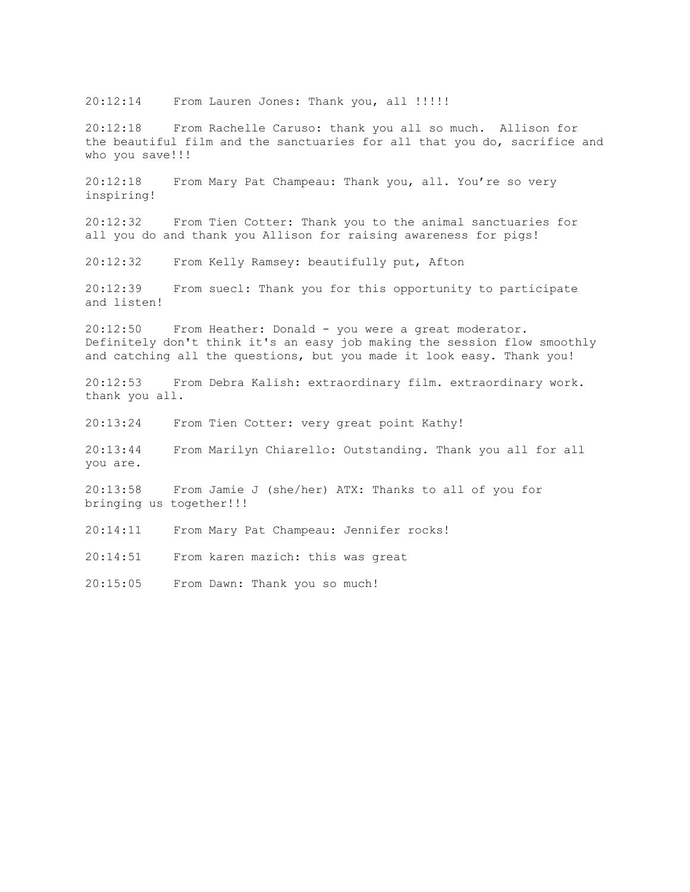20:12:14 From Lauren Jones: Thank you, all !!!!!

20:12:18 From Rachelle Caruso: thank you all so much. Allison for the beautiful film and the sanctuaries for all that you do, sacrifice and who you save!!!

20:12:18 From Mary Pat Champeau: Thank you, all. You're so very inspiring!

20:12:32 From Tien Cotter: Thank you to the animal sanctuaries for all you do and thank you Allison for raising awareness for pigs!

20:12:32 From Kelly Ramsey: beautifully put, Afton

20:12:39 From suecl: Thank you for this opportunity to participate and listen!

20:12:50 From Heather: Donald - you were a great moderator. Definitely don't think it's an easy job making the session flow smoothly and catching all the questions, but you made it look easy. Thank you!

20:12:53 From Debra Kalish: extraordinary film. extraordinary work. thank you all.

20:13:24 From Tien Cotter: very great point Kathy!

20:13:44 From Marilyn Chiarello: Outstanding. Thank you all for all you are.

20:13:58 From Jamie J (she/her) ATX: Thanks to all of you for bringing us together!!!

20:14:11 From Mary Pat Champeau: Jennifer rocks!

20:14:51 From karen mazich: this was great

20:15:05 From Dawn: Thank you so much!